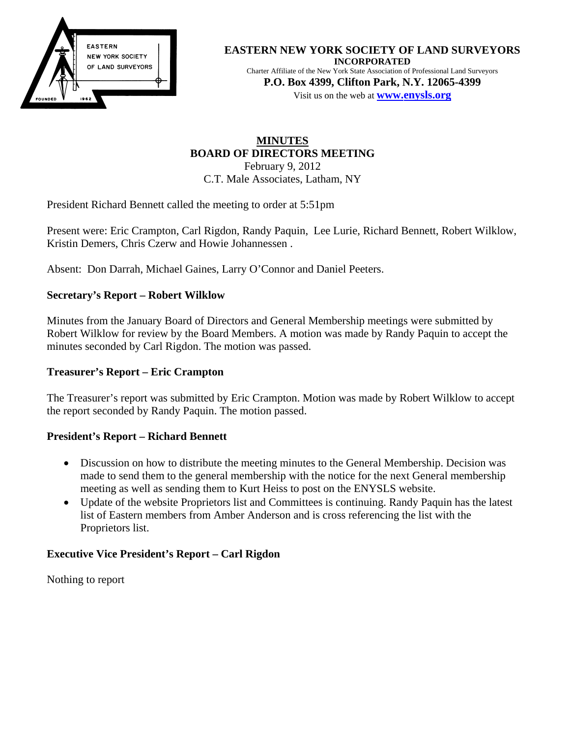**EASTERN NEW YORK SOCIETY OF LAND SURVEYORS**
**INCORPORATED**
Charter Affiliate of the New York State Association of Professional Land Surveyors
**P.O. Box 4399, Clifton Park, N.Y. 12065-4399**
Visit us on the web at **www.enysls.org**

# MINUTES
## BOARD OF DIRECTORS MEETING
February 9, 2012
C.T. Male Associates, Latham, NY

President Richard Bennett called the meeting to order at 5:51pm

Present were: Eric Crampton, Carl Rigdon, Randy Paquin, Lee Lurie, Richard Bennett, Robert Wilklow, Kristin Demers, Chris Czerw and Howie Johannessen .

Absent: Don Darrah, Michael Gaines, Larry O'Connor and Daniel Peeters.

### Secretary's Report – Robert Wilklow

Minutes from the January Board of Directors and General Membership meetings were submitted by Robert Wilklow for review by the Board Members. A motion was made by Randy Paquin to accept the minutes seconded by Carl Rigdon. The motion was passed.

### Treasurer's Report – Eric Crampton

The Treasurer's report was submitted by Eric Crampton. Motion was made by Robert Wilklow to accept the report seconded by Randy Paquin. The motion passed.

### President's Report – Richard Bennett

- Discussion on how to distribute the meeting minutes to the General Membership. Decision was made to send them to the general membership with the notice for the next General membership meeting as well as sending them to Kurt Heiss to post on the ENYSLS website.
- Update of the website Proprietors list and Committees is continuing. Randy Paquin has the latest list of Eastern members from Amber Anderson and is cross referencing the list with the Proprietors list.

### Executive Vice President's Report – Carl Rigdon

Nothing to report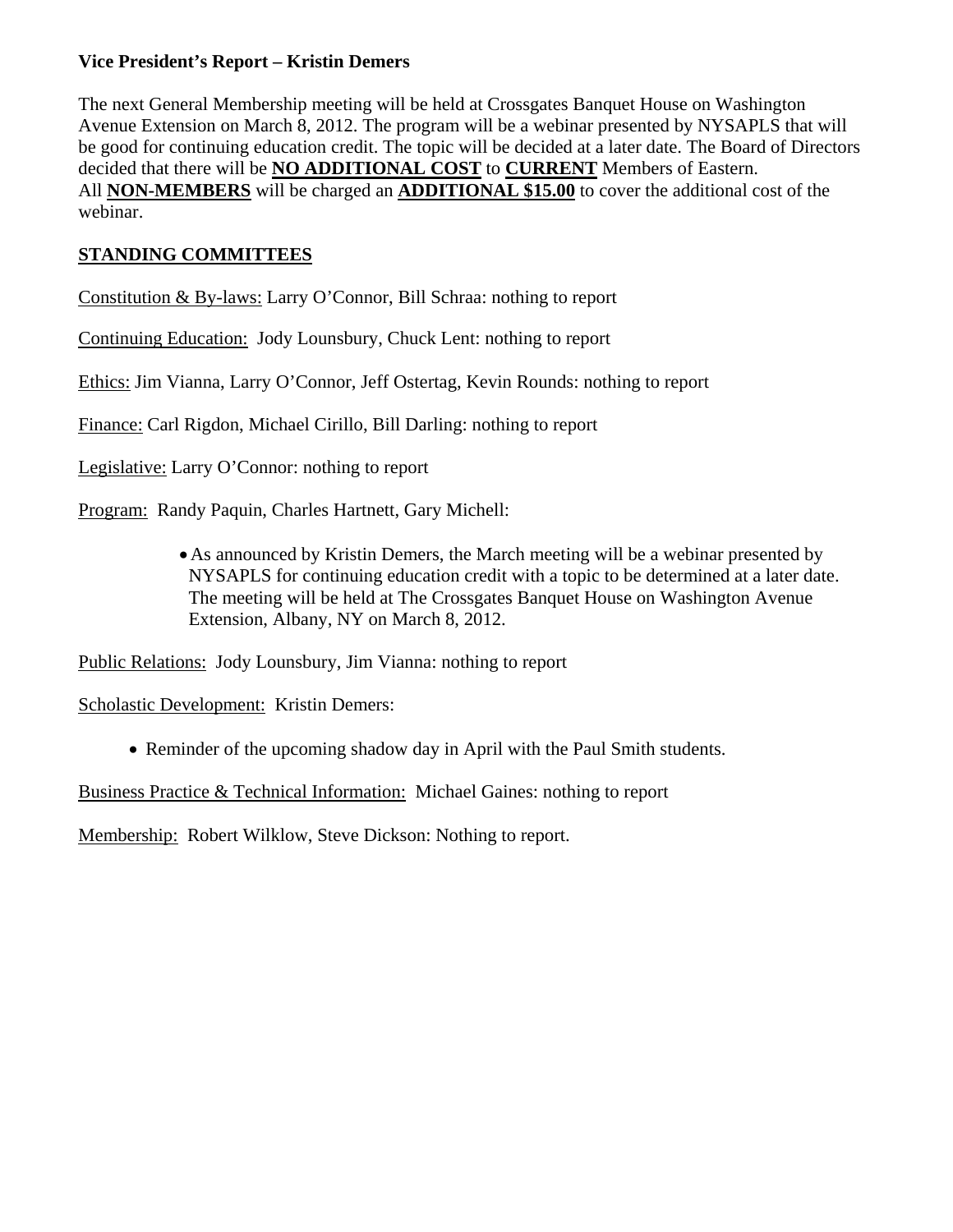**Vice President's Report – Kristin Demers**

The next General Membership meeting will be held at Crossgates Banquet House on Washington Avenue Extension on March 8, 2012. The program will be a webinar presented by NYSAPLS that will be good for continuing education credit. The topic will be decided at a later date. The Board of Directors decided that there will be <u>**NO ADDITIONAL COST**</u> to <u>**CURRENT**</u> Members of Eastern. All <u>**NON-MEMBERS**</u> will be charged an <u>**ADDITIONAL $15.00**</u> to cover the additional cost of the webinar.

<u>**STANDING COMMITTEES**</u>

<u>Constitution & By-laws:</u> Larry O'Connor, Bill Schraa: nothing to report

<u>Continuing Education:</u> Jody Lounsbury, Chuck Lent: nothing to report

<u>Ethics:</u> Jim Vianna, Larry O'Connor, Jeff Ostertag, Kevin Rounds: nothing to report

<u>Finance:</u> Carl Rigdon, Michael Cirillo, Bill Darling: nothing to report

<u>Legislative:</u> Larry O'Connor: nothing to report

<u>Program:</u> Randy Paquin, Charles Hartnett, Gary Michell:

- As announced by Kristin Demers, the March meeting will be a webinar presented by NYSAPLS for continuing education credit with a topic to be determined at a later date. The meeting will be held at The Crossgates Banquet House on Washington Avenue Extension, Albany, NY on March 8, 2012.

<u>Public Relations:</u> Jody Lounsbury, Jim Vianna: nothing to report

<u>Scholastic Development:</u> Kristin Demers:

- Reminder of the upcoming shadow day in April with the Paul Smith students.

<u>Business Practice & Technical Information:</u> Michael Gaines: nothing to report

<u>Membership:</u> Robert Wilklow, Steve Dickson: Nothing to report.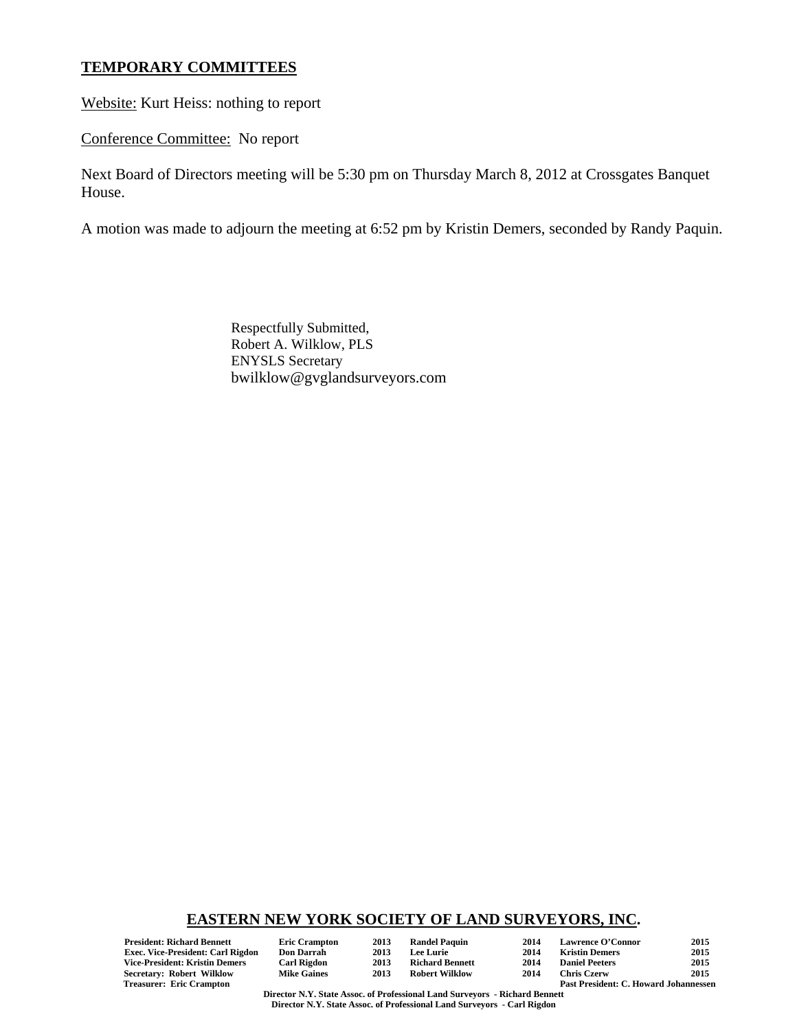**TEMPORARY COMMITTEES**

Website: Kurt Heiss: nothing to report

Conference Committee: No report

Next Board of Directors meeting will be 5:30 pm on Thursday March 8, 2012 at Crossgates Banquet House.

A motion was made to adjourn the meeting at 6:52 pm by Kristin Demers, seconded by Randy Paquin.

Respectfully Submitted,
Robert A. Wilklow, PLS
ENYSLS Secretary
bwilklow@gvglandsurveyors.com

**EASTERN NEW YORK SOCIETY OF LAND SURVEYORS, INC.**

| | | | | | | | |
|---|---|---|---|---|---|---|---|
| **President: Richard Bennett** | **Eric Crampton** | **2013** | **Randel Paquin** | **2014** | **Lawrence O'Connor** | **2015** |
| **Exec. Vice-President: Carl Rigdon** | **Don Darrah** | **2013** | **Lee Lurie** | **2014** | **Kristin Demers** | **2015** |
| **Vice-President: Kristin Demers** | **Carl Rigdon** | **2013** | **Richard Bennett** | **2014** | **Daniel Peeters** | **2015** |
| **Secretary: Robert Wilklow** | **Mike Gaines** | **2013** | **Robert Wilklow** | **2014** | **Chris Czerw** | **2015** |
| **Treasurer: Eric Crampton** | | | | | **Past President: C. Howard Johannessen** | |

**Director N.Y. State Assoc. of Professional Land Surveyors - Richard Bennett**
**Director N.Y. State Assoc. of Professional Land Surveyors - Carl Rigdon**